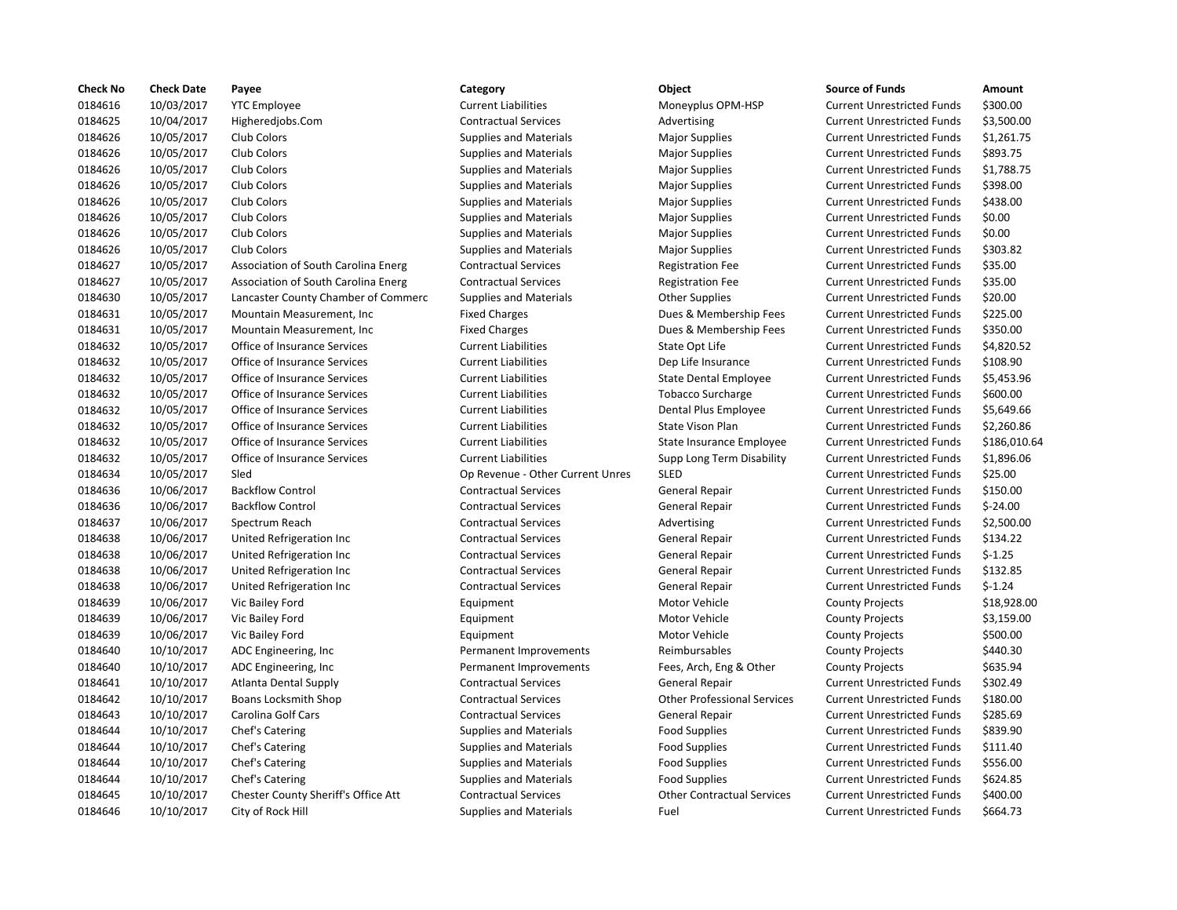| Check No | Check Date | Payee | Category | Object | Source of Funds | Amount |
|---|---|---|---|---|---|---|
| 0184616 | 10/03/2017 | YTC Employee | Current Liabilities | Moneyplus OPM-HSP | Current Unrestricted Funds | $300.00 |
| 0184625 | 10/04/2017 | Higheredjobs.Com | Contractual Services | Advertising | Current Unrestricted Funds | $3,500.00 |
| 0184626 | 10/05/2017 | Club Colors | Supplies and Materials | Major Supplies | Current Unrestricted Funds | $1,261.75 |
| 0184626 | 10/05/2017 | Club Colors | Supplies and Materials | Major Supplies | Current Unrestricted Funds | $893.75 |
| 0184626 | 10/05/2017 | Club Colors | Supplies and Materials | Major Supplies | Current Unrestricted Funds | $1,788.75 |
| 0184626 | 10/05/2017 | Club Colors | Supplies and Materials | Major Supplies | Current Unrestricted Funds | $398.00 |
| 0184626 | 10/05/2017 | Club Colors | Supplies and Materials | Major Supplies | Current Unrestricted Funds | $438.00 |
| 0184626 | 10/05/2017 | Club Colors | Supplies and Materials | Major Supplies | Current Unrestricted Funds | $0.00 |
| 0184626 | 10/05/2017 | Club Colors | Supplies and Materials | Major Supplies | Current Unrestricted Funds | $0.00 |
| 0184626 | 10/05/2017 | Club Colors | Supplies and Materials | Major Supplies | Current Unrestricted Funds | $303.82 |
| 0184627 | 10/05/2017 | Association of South Carolina Energ | Contractual Services | Registration Fee | Current Unrestricted Funds | $35.00 |
| 0184627 | 10/05/2017 | Association of South Carolina Energ | Contractual Services | Registration Fee | Current Unrestricted Funds | $35.00 |
| 0184630 | 10/05/2017 | Lancaster County Chamber of Commerc | Supplies and Materials | Other Supplies | Current Unrestricted Funds | $20.00 |
| 0184631 | 10/05/2017 | Mountain Measurement, Inc | Fixed Charges | Dues & Membership Fees | Current Unrestricted Funds | $225.00 |
| 0184631 | 10/05/2017 | Mountain Measurement, Inc | Fixed Charges | Dues & Membership Fees | Current Unrestricted Funds | $350.00 |
| 0184632 | 10/05/2017 | Office of Insurance Services | Current Liabilities | State Opt Life | Current Unrestricted Funds | $4,820.52 |
| 0184632 | 10/05/2017 | Office of Insurance Services | Current Liabilities | Dep Life Insurance | Current Unrestricted Funds | $108.90 |
| 0184632 | 10/05/2017 | Office of Insurance Services | Current Liabilities | State Dental Employee | Current Unrestricted Funds | $5,453.96 |
| 0184632 | 10/05/2017 | Office of Insurance Services | Current Liabilities | Tobacco Surcharge | Current Unrestricted Funds | $600.00 |
| 0184632 | 10/05/2017 | Office of Insurance Services | Current Liabilities | Dental Plus Employee | Current Unrestricted Funds | $5,649.66 |
| 0184632 | 10/05/2017 | Office of Insurance Services | Current Liabilities | State Vison Plan | Current Unrestricted Funds | $2,260.86 |
| 0184632 | 10/05/2017 | Office of Insurance Services | Current Liabilities | State Insurance Employee | Current Unrestricted Funds | $186,010.64 |
| 0184632 | 10/05/2017 | Office of Insurance Services | Current Liabilities | Supp Long Term Disability | Current Unrestricted Funds | $1,896.06 |
| 0184634 | 10/05/2017 | Sled | Op Revenue - Other Current Unres | SLED | Current Unrestricted Funds | $25.00 |
| 0184636 | 10/06/2017 | Backflow Control | Contractual Services | General Repair | Current Unrestricted Funds | $150.00 |
| 0184636 | 10/06/2017 | Backflow Control | Contractual Services | General Repair | Current Unrestricted Funds | $-24.00 |
| 0184637 | 10/06/2017 | Spectrum Reach | Contractual Services | Advertising | Current Unrestricted Funds | $2,500.00 |
| 0184638 | 10/06/2017 | United Refrigeration Inc | Contractual Services | General Repair | Current Unrestricted Funds | $134.22 |
| 0184638 | 10/06/2017 | United Refrigeration Inc | Contractual Services | General Repair | Current Unrestricted Funds | $-1.25 |
| 0184638 | 10/06/2017 | United Refrigeration Inc | Contractual Services | General Repair | Current Unrestricted Funds | $132.85 |
| 0184638 | 10/06/2017 | United Refrigeration Inc | Contractual Services | General Repair | Current Unrestricted Funds | $-1.24 |
| 0184639 | 10/06/2017 | Vic Bailey Ford | Equipment | Motor Vehicle | County Projects | $18,928.00 |
| 0184639 | 10/06/2017 | Vic Bailey Ford | Equipment | Motor Vehicle | County Projects | $3,159.00 |
| 0184639 | 10/06/2017 | Vic Bailey Ford | Equipment | Motor Vehicle | County Projects | $500.00 |
| 0184640 | 10/10/2017 | ADC Engineering, Inc | Permanent Improvements | Reimbursables | County Projects | $440.30 |
| 0184640 | 10/10/2017 | ADC Engineering, Inc | Permanent Improvements | Fees, Arch, Eng & Other | County Projects | $635.94 |
| 0184641 | 10/10/2017 | Atlanta Dental Supply | Contractual Services | General Repair | Current Unrestricted Funds | $302.49 |
| 0184642 | 10/10/2017 | Boans Locksmith Shop | Contractual Services | Other Professional Services | Current Unrestricted Funds | $180.00 |
| 0184643 | 10/10/2017 | Carolina Golf Cars | Contractual Services | General Repair | Current Unrestricted Funds | $285.69 |
| 0184644 | 10/10/2017 | Chef's Catering | Supplies and Materials | Food Supplies | Current Unrestricted Funds | $839.90 |
| 0184644 | 10/10/2017 | Chef's Catering | Supplies and Materials | Food Supplies | Current Unrestricted Funds | $111.40 |
| 0184644 | 10/10/2017 | Chef's Catering | Supplies and Materials | Food Supplies | Current Unrestricted Funds | $556.00 |
| 0184644 | 10/10/2017 | Chef's Catering | Supplies and Materials | Food Supplies | Current Unrestricted Funds | $624.85 |
| 0184645 | 10/10/2017 | Chester County Sheriff's Office Att | Contractual Services | Other Contractual Services | Current Unrestricted Funds | $400.00 |
| 0184646 | 10/10/2017 | City of Rock Hill | Supplies and Materials | Fuel | Current Unrestricted Funds | $664.73 |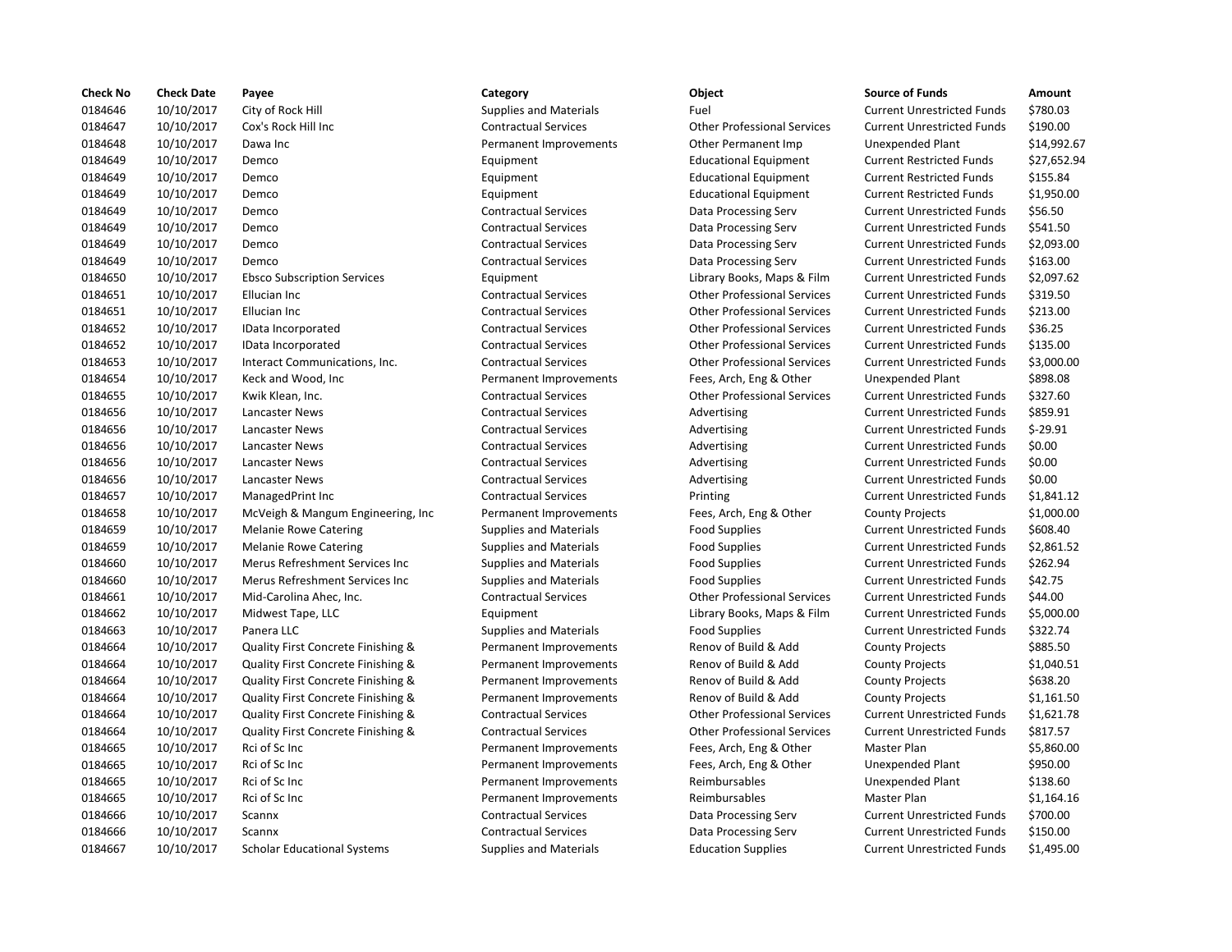| Check No | Check Date | Payee | Category | Object | Source of Funds | Amount |
|---|---|---|---|---|---|---|
| 0184646 | 10/10/2017 | City of Rock Hill | Supplies and Materials | Fuel | Current Unrestricted Funds | $780.03 |
| 0184647 | 10/10/2017 | Cox's Rock Hill Inc | Contractual Services | Other Professional Services | Current Unrestricted Funds | $190.00 |
| 0184648 | 10/10/2017 | Dawa Inc | Permanent Improvements | Other Permanent Imp | Unexpended Plant | $14,992.67 |
| 0184649 | 10/10/2017 | Demco | Equipment | Educational Equipment | Current Restricted Funds | $27,652.94 |
| 0184649 | 10/10/2017 | Demco | Equipment | Educational Equipment | Current Restricted Funds | $155.84 |
| 0184649 | 10/10/2017 | Demco | Equipment | Educational Equipment | Current Restricted Funds | $1,950.00 |
| 0184649 | 10/10/2017 | Demco | Contractual Services | Data Processing Serv | Current Unrestricted Funds | $56.50 |
| 0184649 | 10/10/2017 | Demco | Contractual Services | Data Processing Serv | Current Unrestricted Funds | $541.50 |
| 0184649 | 10/10/2017 | Demco | Contractual Services | Data Processing Serv | Current Unrestricted Funds | $2,093.00 |
| 0184649 | 10/10/2017 | Demco | Contractual Services | Data Processing Serv | Current Unrestricted Funds | $163.00 |
| 0184650 | 10/10/2017 | Ebsco Subscription Services | Equipment | Library Books, Maps & Film | Current Unrestricted Funds | $2,097.62 |
| 0184651 | 10/10/2017 | Ellucian Inc | Contractual Services | Other Professional Services | Current Unrestricted Funds | $319.50 |
| 0184651 | 10/10/2017 | Ellucian Inc | Contractual Services | Other Professional Services | Current Unrestricted Funds | $213.00 |
| 0184652 | 10/10/2017 | IData Incorporated | Contractual Services | Other Professional Services | Current Unrestricted Funds | $36.25 |
| 0184652 | 10/10/2017 | IData Incorporated | Contractual Services | Other Professional Services | Current Unrestricted Funds | $135.00 |
| 0184653 | 10/10/2017 | Interact Communications, Inc. | Contractual Services | Other Professional Services | Current Unrestricted Funds | $3,000.00 |
| 0184654 | 10/10/2017 | Keck and Wood, Inc | Permanent Improvements | Fees, Arch, Eng & Other | Unexpended Plant | $898.08 |
| 0184655 | 10/10/2017 | Kwik Klean, Inc. | Contractual Services | Other Professional Services | Current Unrestricted Funds | $327.60 |
| 0184656 | 10/10/2017 | Lancaster News | Contractual Services | Advertising | Current Unrestricted Funds | $859.91 |
| 0184656 | 10/10/2017 | Lancaster News | Contractual Services | Advertising | Current Unrestricted Funds | $-29.91 |
| 0184656 | 10/10/2017 | Lancaster News | Contractual Services | Advertising | Current Unrestricted Funds | $0.00 |
| 0184656 | 10/10/2017 | Lancaster News | Contractual Services | Advertising | Current Unrestricted Funds | $0.00 |
| 0184656 | 10/10/2017 | Lancaster News | Contractual Services | Advertising | Current Unrestricted Funds | $0.00 |
| 0184657 | 10/10/2017 | ManagedPrint Inc | Contractual Services | Printing | Current Unrestricted Funds | $1,841.12 |
| 0184658 | 10/10/2017 | McVeigh & Mangum Engineering, Inc | Permanent Improvements | Fees, Arch, Eng & Other | County Projects | $1,000.00 |
| 0184659 | 10/10/2017 | Melanie Rowe Catering | Supplies and Materials | Food Supplies | Current Unrestricted Funds | $608.40 |
| 0184659 | 10/10/2017 | Melanie Rowe Catering | Supplies and Materials | Food Supplies | Current Unrestricted Funds | $2,861.52 |
| 0184660 | 10/10/2017 | Merus Refreshment Services Inc | Supplies and Materials | Food Supplies | Current Unrestricted Funds | $262.94 |
| 0184660 | 10/10/2017 | Merus Refreshment Services Inc | Supplies and Materials | Food Supplies | Current Unrestricted Funds | $42.75 |
| 0184661 | 10/10/2017 | Mid-Carolina Ahec, Inc. | Contractual Services | Other Professional Services | Current Unrestricted Funds | $44.00 |
| 0184662 | 10/10/2017 | Midwest Tape, LLC | Equipment | Library Books, Maps & Film | Current Unrestricted Funds | $5,000.00 |
| 0184663 | 10/10/2017 | Panera LLC | Supplies and Materials | Food Supplies | Current Unrestricted Funds | $322.74 |
| 0184664 | 10/10/2017 | Quality First Concrete Finishing & | Permanent Improvements | Renov of Build & Add | County Projects | $885.50 |
| 0184664 | 10/10/2017 | Quality First Concrete Finishing & | Permanent Improvements | Renov of Build & Add | County Projects | $1,040.51 |
| 0184664 | 10/10/2017 | Quality First Concrete Finishing & | Permanent Improvements | Renov of Build & Add | County Projects | $638.20 |
| 0184664 | 10/10/2017 | Quality First Concrete Finishing & | Permanent Improvements | Renov of Build & Add | County Projects | $1,161.50 |
| 0184664 | 10/10/2017 | Quality First Concrete Finishing & | Contractual Services | Other Professional Services | Current Unrestricted Funds | $1,621.78 |
| 0184664 | 10/10/2017 | Quality First Concrete Finishing & | Contractual Services | Other Professional Services | Current Unrestricted Funds | $817.57 |
| 0184665 | 10/10/2017 | Rci of Sc Inc | Permanent Improvements | Fees, Arch, Eng & Other | Master Plan | $5,860.00 |
| 0184665 | 10/10/2017 | Rci of Sc Inc | Permanent Improvements | Fees, Arch, Eng & Other | Unexpended Plant | $950.00 |
| 0184665 | 10/10/2017 | Rci of Sc Inc | Permanent Improvements | Reimbursables | Unexpended Plant | $138.60 |
| 0184665 | 10/10/2017 | Rci of Sc Inc | Permanent Improvements | Reimbursables | Master Plan | $1,164.16 |
| 0184666 | 10/10/2017 | Scannx | Contractual Services | Data Processing Serv | Current Unrestricted Funds | $700.00 |
| 0184666 | 10/10/2017 | Scannx | Contractual Services | Data Processing Serv | Current Unrestricted Funds | $150.00 |
| 0184667 | 10/10/2017 | Scholar Educational Systems | Supplies and Materials | Education Supplies | Current Unrestricted Funds | $1,495.00 |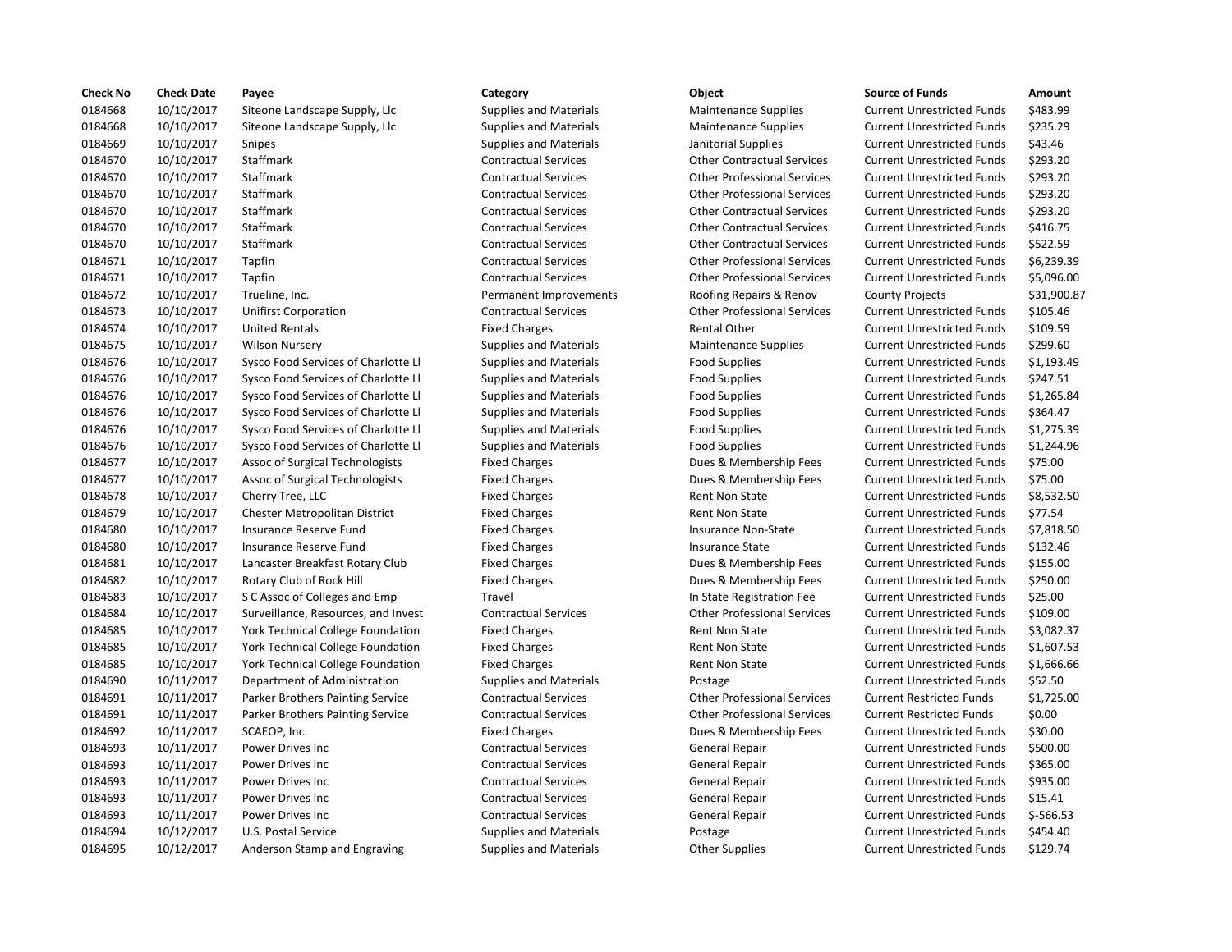| Check No | Check Date | Payee | Category | Object | Source of Funds | Amount |
| --- | --- | --- | --- | --- | --- | --- |
| 0184668 | 10/10/2017 | Siteone Landscape Supply, Llc | Supplies and Materials | Maintenance Supplies | Current Unrestricted Funds | $483.99 |
| 0184668 | 10/10/2017 | Siteone Landscape Supply, Llc | Supplies and Materials | Maintenance Supplies | Current Unrestricted Funds | $235.29 |
| 0184669 | 10/10/2017 | Snipes | Supplies and Materials | Janitorial Supplies | Current Unrestricted Funds | $43.46 |
| 0184670 | 10/10/2017 | Staffmark | Contractual Services | Other Contractual Services | Current Unrestricted Funds | $293.20 |
| 0184670 | 10/10/2017 | Staffmark | Contractual Services | Other Professional Services | Current Unrestricted Funds | $293.20 |
| 0184670 | 10/10/2017 | Staffmark | Contractual Services | Other Professional Services | Current Unrestricted Funds | $293.20 |
| 0184670 | 10/10/2017 | Staffmark | Contractual Services | Other Contractual Services | Current Unrestricted Funds | $293.20 |
| 0184670 | 10/10/2017 | Staffmark | Contractual Services | Other Contractual Services | Current Unrestricted Funds | $416.75 |
| 0184670 | 10/10/2017 | Staffmark | Contractual Services | Other Contractual Services | Current Unrestricted Funds | $522.59 |
| 0184671 | 10/10/2017 | Tapfin | Contractual Services | Other Professional Services | Current Unrestricted Funds | $6,239.39 |
| 0184671 | 10/10/2017 | Tapfin | Contractual Services | Other Professional Services | Current Unrestricted Funds | $5,096.00 |
| 0184672 | 10/10/2017 | Trueline, Inc. | Permanent Improvements | Roofing Repairs & Renov | County Projects | $31,900.87 |
| 0184673 | 10/10/2017 | Unifirst Corporation | Contractual Services | Other Professional Services | Current Unrestricted Funds | $105.46 |
| 0184674 | 10/10/2017 | United Rentals | Fixed Charges | Rental Other | Current Unrestricted Funds | $109.59 |
| 0184675 | 10/10/2017 | Wilson Nursery | Supplies and Materials | Maintenance Supplies | Current Unrestricted Funds | $299.60 |
| 0184676 | 10/10/2017 | Sysco Food Services of Charlotte Ll | Supplies and Materials | Food Supplies | Current Unrestricted Funds | $1,193.49 |
| 0184676 | 10/10/2017 | Sysco Food Services of Charlotte Ll | Supplies and Materials | Food Supplies | Current Unrestricted Funds | $247.51 |
| 0184676 | 10/10/2017 | Sysco Food Services of Charlotte Ll | Supplies and Materials | Food Supplies | Current Unrestricted Funds | $1,265.84 |
| 0184676 | 10/10/2017 | Sysco Food Services of Charlotte Ll | Supplies and Materials | Food Supplies | Current Unrestricted Funds | $364.47 |
| 0184676 | 10/10/2017 | Sysco Food Services of Charlotte Ll | Supplies and Materials | Food Supplies | Current Unrestricted Funds | $1,275.39 |
| 0184676 | 10/10/2017 | Sysco Food Services of Charlotte Ll | Supplies and Materials | Food Supplies | Current Unrestricted Funds | $1,244.96 |
| 0184677 | 10/10/2017 | Assoc of Surgical Technologists | Fixed Charges | Dues & Membership Fees | Current Unrestricted Funds | $75.00 |
| 0184677 | 10/10/2017 | Assoc of Surgical Technologists | Fixed Charges | Dues & Membership Fees | Current Unrestricted Funds | $75.00 |
| 0184678 | 10/10/2017 | Cherry Tree, LLC | Fixed Charges | Rent Non State | Current Unrestricted Funds | $8,532.50 |
| 0184679 | 10/10/2017 | Chester Metropolitan District | Fixed Charges | Rent Non State | Current Unrestricted Funds | $77.54 |
| 0184680 | 10/10/2017 | Insurance Reserve Fund | Fixed Charges | Insurance Non-State | Current Unrestricted Funds | $7,818.50 |
| 0184680 | 10/10/2017 | Insurance Reserve Fund | Fixed Charges | Insurance State | Current Unrestricted Funds | $132.46 |
| 0184681 | 10/10/2017 | Lancaster Breakfast Rotary Club | Fixed Charges | Dues & Membership Fees | Current Unrestricted Funds | $155.00 |
| 0184682 | 10/10/2017 | Rotary Club of Rock Hill | Fixed Charges | Dues & Membership Fees | Current Unrestricted Funds | $250.00 |
| 0184683 | 10/10/2017 | S C Assoc of Colleges and Emp | Travel | In State Registration Fee | Current Unrestricted Funds | $25.00 |
| 0184684 | 10/10/2017 | Surveillance, Resources, and Invest | Contractual Services | Other Professional Services | Current Unrestricted Funds | $109.00 |
| 0184685 | 10/10/2017 | York Technical College Foundation | Fixed Charges | Rent Non State | Current Unrestricted Funds | $3,082.37 |
| 0184685 | 10/10/2017 | York Technical College Foundation | Fixed Charges | Rent Non State | Current Unrestricted Funds | $1,607.53 |
| 0184685 | 10/10/2017 | York Technical College Foundation | Fixed Charges | Rent Non State | Current Unrestricted Funds | $1,666.66 |
| 0184690 | 10/11/2017 | Department of Administration | Supplies and Materials | Postage | Current Unrestricted Funds | $52.50 |
| 0184691 | 10/11/2017 | Parker Brothers Painting Service | Contractual Services | Other Professional Services | Current Restricted Funds | $1,725.00 |
| 0184691 | 10/11/2017 | Parker Brothers Painting Service | Contractual Services | Other Professional Services | Current Restricted Funds | $0.00 |
| 0184692 | 10/11/2017 | SCAEOP, Inc. | Fixed Charges | Dues & Membership Fees | Current Unrestricted Funds | $30.00 |
| 0184693 | 10/11/2017 | Power Drives Inc | Contractual Services | General Repair | Current Unrestricted Funds | $500.00 |
| 0184693 | 10/11/2017 | Power Drives Inc | Contractual Services | General Repair | Current Unrestricted Funds | $365.00 |
| 0184693 | 10/11/2017 | Power Drives Inc | Contractual Services | General Repair | Current Unrestricted Funds | $935.00 |
| 0184693 | 10/11/2017 | Power Drives Inc | Contractual Services | General Repair | Current Unrestricted Funds | $15.41 |
| 0184693 | 10/11/2017 | Power Drives Inc | Contractual Services | General Repair | Current Unrestricted Funds | $-566.53 |
| 0184694 | 10/12/2017 | U.S. Postal Service | Supplies and Materials | Postage | Current Unrestricted Funds | $454.40 |
| 0184695 | 10/12/2017 | Anderson Stamp and Engraving | Supplies and Materials | Other Supplies | Current Unrestricted Funds | $129.74 |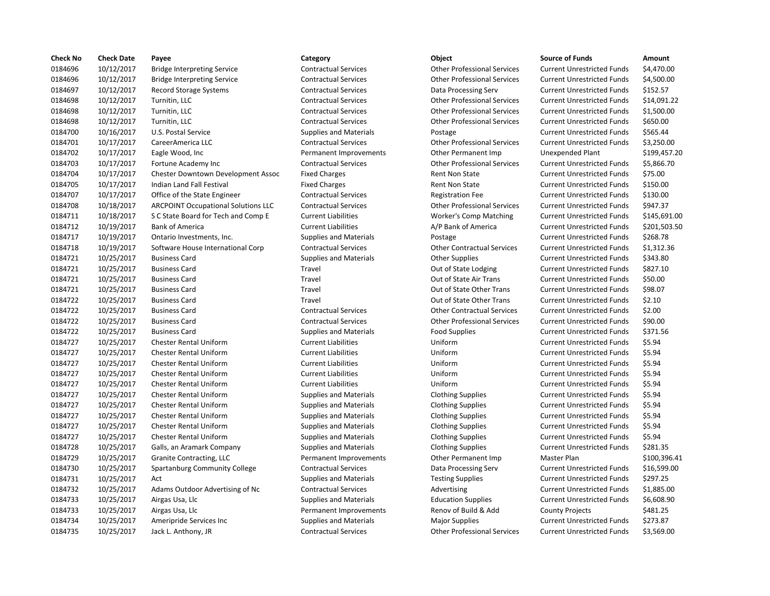| Check No | Check Date | Payee | Category | Object | Source of Funds | Amount |
|---|---|---|---|---|---|---|
| 0184696 | 10/12/2017 | Bridge Interpreting Service | Contractual Services | Other Professional Services | Current Unrestricted Funds | $4,470.00 |
| 0184696 | 10/12/2017 | Bridge Interpreting Service | Contractual Services | Other Professional Services | Current Unrestricted Funds | $4,500.00 |
| 0184697 | 10/12/2017 | Record Storage Systems | Contractual Services | Data Processing Serv | Current Unrestricted Funds | $152.57 |
| 0184698 | 10/12/2017 | Turnitin, LLC | Contractual Services | Other Professional Services | Current Unrestricted Funds | $14,091.22 |
| 0184698 | 10/12/2017 | Turnitin, LLC | Contractual Services | Other Professional Services | Current Unrestricted Funds | $1,500.00 |
| 0184698 | 10/12/2017 | Turnitin, LLC | Contractual Services | Other Professional Services | Current Unrestricted Funds | $650.00 |
| 0184700 | 10/16/2017 | U.S. Postal Service | Supplies and Materials | Postage | Current Unrestricted Funds | $565.44 |
| 0184701 | 10/17/2017 | CareerAmerica LLC | Contractual Services | Other Professional Services | Current Unrestricted Funds | $3,250.00 |
| 0184702 | 10/17/2017 | Eagle Wood, Inc | Permanent Improvements | Other Permanent Imp | Unexpended Plant | $199,457.20 |
| 0184703 | 10/17/2017 | Fortune Academy Inc | Contractual Services | Other Professional Services | Current Unrestricted Funds | $5,866.70 |
| 0184704 | 10/17/2017 | Chester Downtown Development Assoc | Fixed Charges | Rent Non State | Current Unrestricted Funds | $75.00 |
| 0184705 | 10/17/2017 | Indian Land Fall Festival | Fixed Charges | Rent Non State | Current Unrestricted Funds | $150.00 |
| 0184707 | 10/17/2017 | Office of the State Engineer | Contractual Services | Registration Fee | Current Unrestricted Funds | $130.00 |
| 0184708 | 10/18/2017 | ARCPOINT Occupational Solutions LLC | Contractual Services | Other Professional Services | Current Unrestricted Funds | $947.37 |
| 0184711 | 10/18/2017 | S C State Board for Tech and Comp E | Current Liabilities | Worker's Comp Matching | Current Unrestricted Funds | $145,691.00 |
| 0184712 | 10/19/2017 | Bank of America | Current Liabilities | A/P Bank of America | Current Unrestricted Funds | $201,503.50 |
| 0184717 | 10/19/2017 | Ontario Investments, Inc. | Supplies and Materials | Postage | Current Unrestricted Funds | $268.78 |
| 0184718 | 10/19/2017 | Software House International Corp | Contractual Services | Other Contractual Services | Current Unrestricted Funds | $1,312.36 |
| 0184721 | 10/25/2017 | Business Card | Supplies and Materials | Other Supplies | Current Unrestricted Funds | $343.80 |
| 0184721 | 10/25/2017 | Business Card | Travel | Out of State Lodging | Current Unrestricted Funds | $827.10 |
| 0184721 | 10/25/2017 | Business Card | Travel | Out of State Air Trans | Current Unrestricted Funds | $50.00 |
| 0184721 | 10/25/2017 | Business Card | Travel | Out of State Other Trans | Current Unrestricted Funds | $98.07 |
| 0184722 | 10/25/2017 | Business Card | Travel | Out of State Other Trans | Current Unrestricted Funds | $2.10 |
| 0184722 | 10/25/2017 | Business Card | Contractual Services | Other Contractual Services | Current Unrestricted Funds | $2.00 |
| 0184722 | 10/25/2017 | Business Card | Contractual Services | Other Professional Services | Current Unrestricted Funds | $90.00 |
| 0184722 | 10/25/2017 | Business Card | Supplies and Materials | Food Supplies | Current Unrestricted Funds | $371.56 |
| 0184727 | 10/25/2017 | Chester Rental Uniform | Current Liabilities | Uniform | Current Unrestricted Funds | $5.94 |
| 0184727 | 10/25/2017 | Chester Rental Uniform | Current Liabilities | Uniform | Current Unrestricted Funds | $5.94 |
| 0184727 | 10/25/2017 | Chester Rental Uniform | Current Liabilities | Uniform | Current Unrestricted Funds | $5.94 |
| 0184727 | 10/25/2017 | Chester Rental Uniform | Current Liabilities | Uniform | Current Unrestricted Funds | $5.94 |
| 0184727 | 10/25/2017 | Chester Rental Uniform | Current Liabilities | Uniform | Current Unrestricted Funds | $5.94 |
| 0184727 | 10/25/2017 | Chester Rental Uniform | Supplies and Materials | Clothing Supplies | Current Unrestricted Funds | $5.94 |
| 0184727 | 10/25/2017 | Chester Rental Uniform | Supplies and Materials | Clothing Supplies | Current Unrestricted Funds | $5.94 |
| 0184727 | 10/25/2017 | Chester Rental Uniform | Supplies and Materials | Clothing Supplies | Current Unrestricted Funds | $5.94 |
| 0184727 | 10/25/2017 | Chester Rental Uniform | Supplies and Materials | Clothing Supplies | Current Unrestricted Funds | $5.94 |
| 0184727 | 10/25/2017 | Chester Rental Uniform | Supplies and Materials | Clothing Supplies | Current Unrestricted Funds | $5.94 |
| 0184728 | 10/25/2017 | Galls, an Aramark Company | Supplies and Materials | Clothing Supplies | Current Unrestricted Funds | $281.35 |
| 0184729 | 10/25/2017 | Granite Contracting, LLC | Permanent Improvements | Other Permanent Imp | Master Plan | $100,396.41 |
| 0184730 | 10/25/2017 | Spartanburg Community College | Contractual Services | Data Processing Serv | Current Unrestricted Funds | $16,599.00 |
| 0184731 | 10/25/2017 | Act | Supplies and Materials | Testing Supplies | Current Unrestricted Funds | $297.25 |
| 0184732 | 10/25/2017 | Adams Outdoor Advertising of Nc | Contractual Services | Advertising | Current Unrestricted Funds | $1,885.00 |
| 0184733 | 10/25/2017 | Airgas Usa, Llc | Supplies and Materials | Education Supplies | Current Unrestricted Funds | $6,608.90 |
| 0184733 | 10/25/2017 | Airgas Usa, Llc | Permanent Improvements | Renov of Build & Add | County Projects | $481.25 |
| 0184734 | 10/25/2017 | Ameripride Services Inc | Supplies and Materials | Major Supplies | Current Unrestricted Funds | $273.87 |
| 0184735 | 10/25/2017 | Jack L. Anthony, JR | Contractual Services | Other Professional Services | Current Unrestricted Funds | $3,569.00 |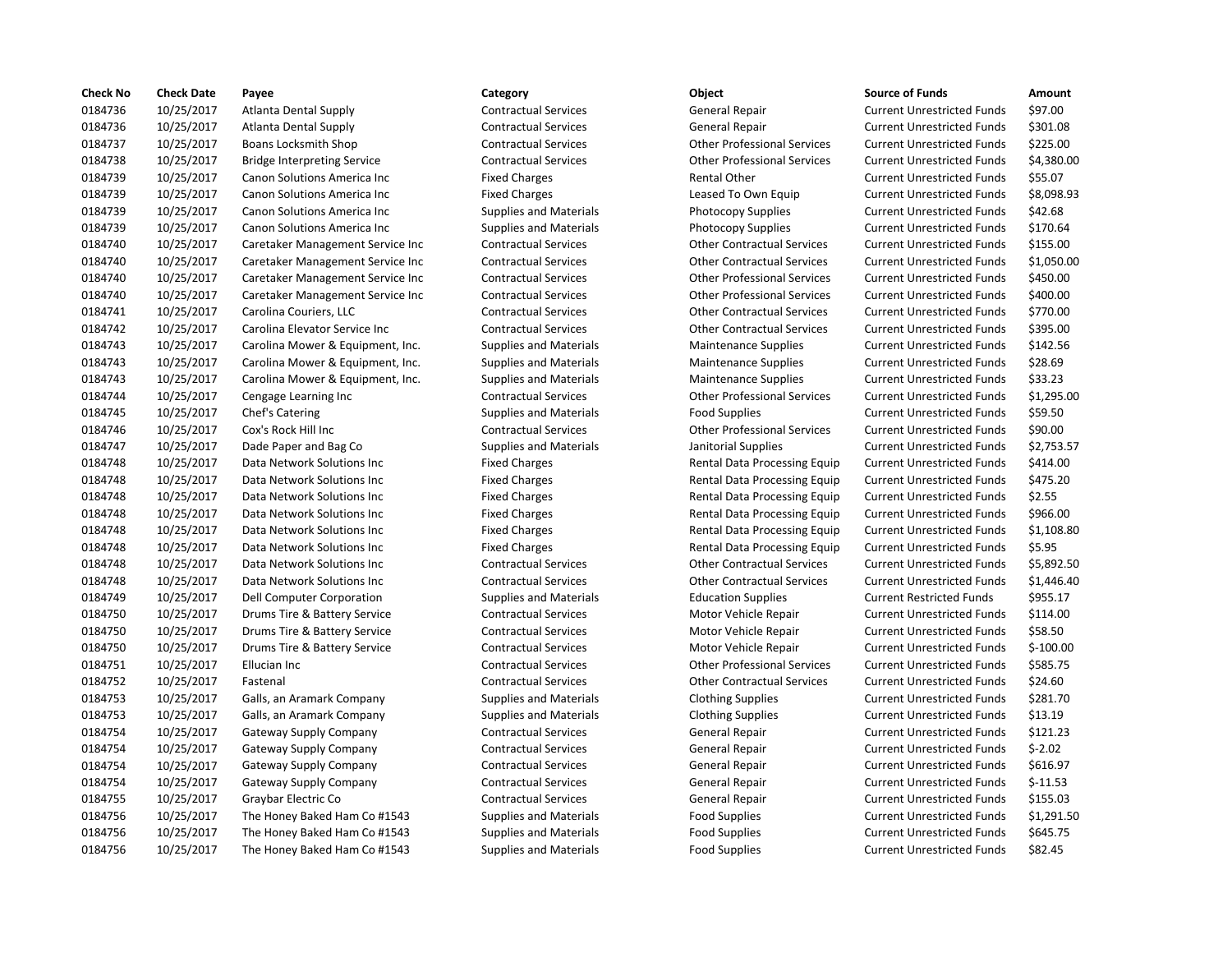| Check No | Check Date | Payee | Category | Object | Source of Funds | Amount |
|---|---|---|---|---|---|---|
| 0184736 | 10/25/2017 | Atlanta Dental Supply | Contractual Services | General Repair | Current Unrestricted Funds | $97.00 |
| 0184736 | 10/25/2017 | Atlanta Dental Supply | Contractual Services | General Repair | Current Unrestricted Funds | $301.08 |
| 0184737 | 10/25/2017 | Boans Locksmith Shop | Contractual Services | Other Professional Services | Current Unrestricted Funds | $225.00 |
| 0184738 | 10/25/2017 | Bridge Interpreting Service | Contractual Services | Other Professional Services | Current Unrestricted Funds | $4,380.00 |
| 0184739 | 10/25/2017 | Canon Solutions America Inc | Fixed Charges | Rental Other | Current Unrestricted Funds | $55.07 |
| 0184739 | 10/25/2017 | Canon Solutions America Inc | Fixed Charges | Leased To Own Equip | Current Unrestricted Funds | $8,098.93 |
| 0184739 | 10/25/2017 | Canon Solutions America Inc | Supplies and Materials | Photocopy Supplies | Current Unrestricted Funds | $42.68 |
| 0184739 | 10/25/2017 | Canon Solutions America Inc | Supplies and Materials | Photocopy Supplies | Current Unrestricted Funds | $170.64 |
| 0184740 | 10/25/2017 | Caretaker Management Service Inc | Contractual Services | Other Contractual Services | Current Unrestricted Funds | $155.00 |
| 0184740 | 10/25/2017 | Caretaker Management Service Inc | Contractual Services | Other Contractual Services | Current Unrestricted Funds | $1,050.00 |
| 0184740 | 10/25/2017 | Caretaker Management Service Inc | Contractual Services | Other Professional Services | Current Unrestricted Funds | $450.00 |
| 0184740 | 10/25/2017 | Caretaker Management Service Inc | Contractual Services | Other Professional Services | Current Unrestricted Funds | $400.00 |
| 0184741 | 10/25/2017 | Carolina Couriers, LLC | Contractual Services | Other Contractual Services | Current Unrestricted Funds | $770.00 |
| 0184742 | 10/25/2017 | Carolina Elevator Service Inc | Contractual Services | Other Contractual Services | Current Unrestricted Funds | $395.00 |
| 0184743 | 10/25/2017 | Carolina Mower & Equipment, Inc. | Supplies and Materials | Maintenance Supplies | Current Unrestricted Funds | $142.56 |
| 0184743 | 10/25/2017 | Carolina Mower & Equipment, Inc. | Supplies and Materials | Maintenance Supplies | Current Unrestricted Funds | $28.69 |
| 0184743 | 10/25/2017 | Carolina Mower & Equipment, Inc. | Supplies and Materials | Maintenance Supplies | Current Unrestricted Funds | $33.23 |
| 0184744 | 10/25/2017 | Cengage Learning Inc | Contractual Services | Other Professional Services | Current Unrestricted Funds | $1,295.00 |
| 0184745 | 10/25/2017 | Chef's Catering | Supplies and Materials | Food Supplies | Current Unrestricted Funds | $59.50 |
| 0184746 | 10/25/2017 | Cox's Rock Hill Inc | Contractual Services | Other Professional Services | Current Unrestricted Funds | $90.00 |
| 0184747 | 10/25/2017 | Dade Paper and Bag Co | Supplies and Materials | Janitorial Supplies | Current Unrestricted Funds | $2,753.57 |
| 0184748 | 10/25/2017 | Data Network Solutions Inc | Fixed Charges | Rental Data Processing Equip | Current Unrestricted Funds | $414.00 |
| 0184748 | 10/25/2017 | Data Network Solutions Inc | Fixed Charges | Rental Data Processing Equip | Current Unrestricted Funds | $475.20 |
| 0184748 | 10/25/2017 | Data Network Solutions Inc | Fixed Charges | Rental Data Processing Equip | Current Unrestricted Funds | $2.55 |
| 0184748 | 10/25/2017 | Data Network Solutions Inc | Fixed Charges | Rental Data Processing Equip | Current Unrestricted Funds | $966.00 |
| 0184748 | 10/25/2017 | Data Network Solutions Inc | Fixed Charges | Rental Data Processing Equip | Current Unrestricted Funds | $1,108.80 |
| 0184748 | 10/25/2017 | Data Network Solutions Inc | Fixed Charges | Rental Data Processing Equip | Current Unrestricted Funds | $5.95 |
| 0184748 | 10/25/2017 | Data Network Solutions Inc | Contractual Services | Other Contractual Services | Current Unrestricted Funds | $5,892.50 |
| 0184748 | 10/25/2017 | Data Network Solutions Inc | Contractual Services | Other Contractual Services | Current Unrestricted Funds | $1,446.40 |
| 0184749 | 10/25/2017 | Dell Computer Corporation | Supplies and Materials | Education Supplies | Current Restricted Funds | $955.17 |
| 0184750 | 10/25/2017 | Drums Tire & Battery Service | Contractual Services | Motor Vehicle Repair | Current Unrestricted Funds | $114.00 |
| 0184750 | 10/25/2017 | Drums Tire & Battery Service | Contractual Services | Motor Vehicle Repair | Current Unrestricted Funds | $58.50 |
| 0184750 | 10/25/2017 | Drums Tire & Battery Service | Contractual Services | Motor Vehicle Repair | Current Unrestricted Funds | $-100.00 |
| 0184751 | 10/25/2017 | Ellucian Inc | Contractual Services | Other Professional Services | Current Unrestricted Funds | $585.75 |
| 0184752 | 10/25/2017 | Fastenal | Contractual Services | Other Contractual Services | Current Unrestricted Funds | $24.60 |
| 0184753 | 10/25/2017 | Galls, an Aramark Company | Supplies and Materials | Clothing Supplies | Current Unrestricted Funds | $281.70 |
| 0184753 | 10/25/2017 | Galls, an Aramark Company | Supplies and Materials | Clothing Supplies | Current Unrestricted Funds | $13.19 |
| 0184754 | 10/25/2017 | Gateway Supply Company | Contractual Services | General Repair | Current Unrestricted Funds | $121.23 |
| 0184754 | 10/25/2017 | Gateway Supply Company | Contractual Services | General Repair | Current Unrestricted Funds | $-2.02 |
| 0184754 | 10/25/2017 | Gateway Supply Company | Contractual Services | General Repair | Current Unrestricted Funds | $616.97 |
| 0184754 | 10/25/2017 | Gateway Supply Company | Contractual Services | General Repair | Current Unrestricted Funds | $-11.53 |
| 0184755 | 10/25/2017 | Graybar Electric Co | Contractual Services | General Repair | Current Unrestricted Funds | $155.03 |
| 0184756 | 10/25/2017 | The Honey Baked Ham Co #1543 | Supplies and Materials | Food Supplies | Current Unrestricted Funds | $1,291.50 |
| 0184756 | 10/25/2017 | The Honey Baked Ham Co #1543 | Supplies and Materials | Food Supplies | Current Unrestricted Funds | $645.75 |
| 0184756 | 10/25/2017 | The Honey Baked Ham Co #1543 | Supplies and Materials | Food Supplies | Current Unrestricted Funds | $82.45 |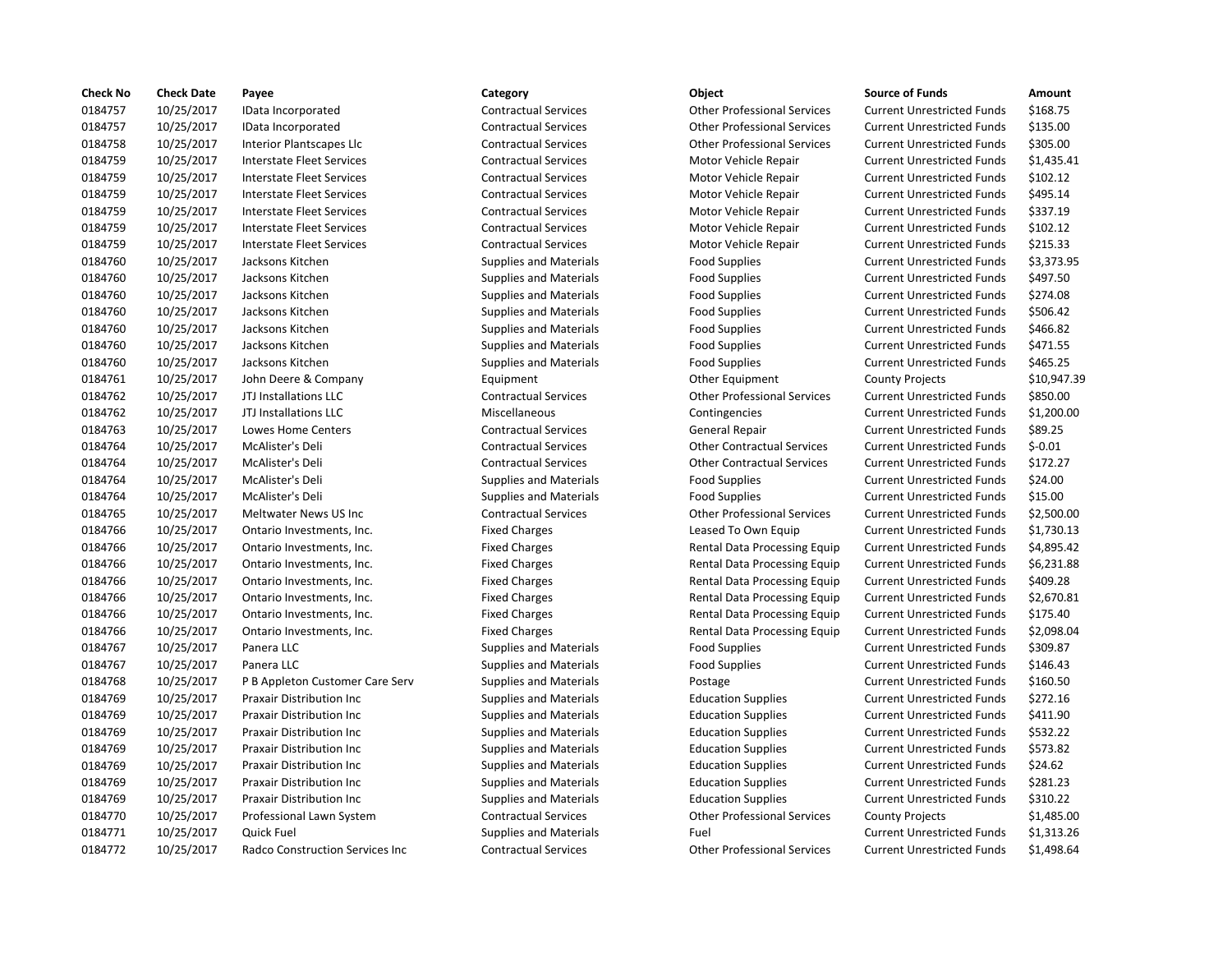| Check No | Check Date | Payee | Category | Object | Source of Funds | Amount |
|---|---|---|---|---|---|---|
| 0184757 | 10/25/2017 | IData Incorporated | Contractual Services | Other Professional Services | Current Unrestricted Funds | $168.75 |
| 0184757 | 10/25/2017 | IData Incorporated | Contractual Services | Other Professional Services | Current Unrestricted Funds | $135.00 |
| 0184758 | 10/25/2017 | Interior Plantscapes Llc | Contractual Services | Other Professional Services | Current Unrestricted Funds | $305.00 |
| 0184759 | 10/25/2017 | Interstate Fleet Services | Contractual Services | Motor Vehicle Repair | Current Unrestricted Funds | $1,435.41 |
| 0184759 | 10/25/2017 | Interstate Fleet Services | Contractual Services | Motor Vehicle Repair | Current Unrestricted Funds | $102.12 |
| 0184759 | 10/25/2017 | Interstate Fleet Services | Contractual Services | Motor Vehicle Repair | Current Unrestricted Funds | $495.14 |
| 0184759 | 10/25/2017 | Interstate Fleet Services | Contractual Services | Motor Vehicle Repair | Current Unrestricted Funds | $337.19 |
| 0184759 | 10/25/2017 | Interstate Fleet Services | Contractual Services | Motor Vehicle Repair | Current Unrestricted Funds | $102.12 |
| 0184759 | 10/25/2017 | Interstate Fleet Services | Contractual Services | Motor Vehicle Repair | Current Unrestricted Funds | $215.33 |
| 0184760 | 10/25/2017 | Jacksons Kitchen | Supplies and Materials | Food Supplies | Current Unrestricted Funds | $3,373.95 |
| 0184760 | 10/25/2017 | Jacksons Kitchen | Supplies and Materials | Food Supplies | Current Unrestricted Funds | $497.50 |
| 0184760 | 10/25/2017 | Jacksons Kitchen | Supplies and Materials | Food Supplies | Current Unrestricted Funds | $274.08 |
| 0184760 | 10/25/2017 | Jacksons Kitchen | Supplies and Materials | Food Supplies | Current Unrestricted Funds | $506.42 |
| 0184760 | 10/25/2017 | Jacksons Kitchen | Supplies and Materials | Food Supplies | Current Unrestricted Funds | $466.82 |
| 0184760 | 10/25/2017 | Jacksons Kitchen | Supplies and Materials | Food Supplies | Current Unrestricted Funds | $471.55 |
| 0184760 | 10/25/2017 | Jacksons Kitchen | Supplies and Materials | Food Supplies | Current Unrestricted Funds | $465.25 |
| 0184761 | 10/25/2017 | John Deere & Company | Equipment | Other Equipment | County Projects | $10,947.39 |
| 0184762 | 10/25/2017 | JTJ Installations LLC | Contractual Services | Other Professional Services | Current Unrestricted Funds | $850.00 |
| 0184762 | 10/25/2017 | JTJ Installations LLC | Miscellaneous | Contingencies | Current Unrestricted Funds | $1,200.00 |
| 0184763 | 10/25/2017 | Lowes Home Centers | Contractual Services | General Repair | Current Unrestricted Funds | $89.25 |
| 0184764 | 10/25/2017 | McAlister's Deli | Contractual Services | Other Contractual Services | Current Unrestricted Funds | $-0.01 |
| 0184764 | 10/25/2017 | McAlister's Deli | Contractual Services | Other Contractual Services | Current Unrestricted Funds | $172.27 |
| 0184764 | 10/25/2017 | McAlister's Deli | Supplies and Materials | Food Supplies | Current Unrestricted Funds | $24.00 |
| 0184764 | 10/25/2017 | McAlister's Deli | Supplies and Materials | Food Supplies | Current Unrestricted Funds | $15.00 |
| 0184765 | 10/25/2017 | Meltwater News US Inc | Contractual Services | Other Professional Services | Current Unrestricted Funds | $2,500.00 |
| 0184766 | 10/25/2017 | Ontario Investments, Inc. | Fixed Charges | Leased To Own Equip | Current Unrestricted Funds | $1,730.13 |
| 0184766 | 10/25/2017 | Ontario Investments, Inc. | Fixed Charges | Rental Data Processing Equip | Current Unrestricted Funds | $4,895.42 |
| 0184766 | 10/25/2017 | Ontario Investments, Inc. | Fixed Charges | Rental Data Processing Equip | Current Unrestricted Funds | $6,231.88 |
| 0184766 | 10/25/2017 | Ontario Investments, Inc. | Fixed Charges | Rental Data Processing Equip | Current Unrestricted Funds | $409.28 |
| 0184766 | 10/25/2017 | Ontario Investments, Inc. | Fixed Charges | Rental Data Processing Equip | Current Unrestricted Funds | $2,670.81 |
| 0184766 | 10/25/2017 | Ontario Investments, Inc. | Fixed Charges | Rental Data Processing Equip | Current Unrestricted Funds | $175.40 |
| 0184766 | 10/25/2017 | Ontario Investments, Inc. | Fixed Charges | Rental Data Processing Equip | Current Unrestricted Funds | $2,098.04 |
| 0184767 | 10/25/2017 | Panera LLC | Supplies and Materials | Food Supplies | Current Unrestricted Funds | $309.87 |
| 0184767 | 10/25/2017 | Panera LLC | Supplies and Materials | Food Supplies | Current Unrestricted Funds | $146.43 |
| 0184768 | 10/25/2017 | P B Appleton Customer Care Serv | Supplies and Materials | Postage | Current Unrestricted Funds | $160.50 |
| 0184769 | 10/25/2017 | Praxair Distribution Inc | Supplies and Materials | Education Supplies | Current Unrestricted Funds | $272.16 |
| 0184769 | 10/25/2017 | Praxair Distribution Inc | Supplies and Materials | Education Supplies | Current Unrestricted Funds | $411.90 |
| 0184769 | 10/25/2017 | Praxair Distribution Inc | Supplies and Materials | Education Supplies | Current Unrestricted Funds | $532.22 |
| 0184769 | 10/25/2017 | Praxair Distribution Inc | Supplies and Materials | Education Supplies | Current Unrestricted Funds | $573.82 |
| 0184769 | 10/25/2017 | Praxair Distribution Inc | Supplies and Materials | Education Supplies | Current Unrestricted Funds | $24.62 |
| 0184769 | 10/25/2017 | Praxair Distribution Inc | Supplies and Materials | Education Supplies | Current Unrestricted Funds | $281.23 |
| 0184769 | 10/25/2017 | Praxair Distribution Inc | Supplies and Materials | Education Supplies | Current Unrestricted Funds | $310.22 |
| 0184770 | 10/25/2017 | Professional Lawn System | Contractual Services | Other Professional Services | County Projects | $1,485.00 |
| 0184771 | 10/25/2017 | Quick Fuel | Supplies and Materials | Fuel | Current Unrestricted Funds | $1,313.26 |
| 0184772 | 10/25/2017 | Radco Construction Services Inc | Contractual Services | Other Professional Services | Current Unrestricted Funds | $1,498.64 |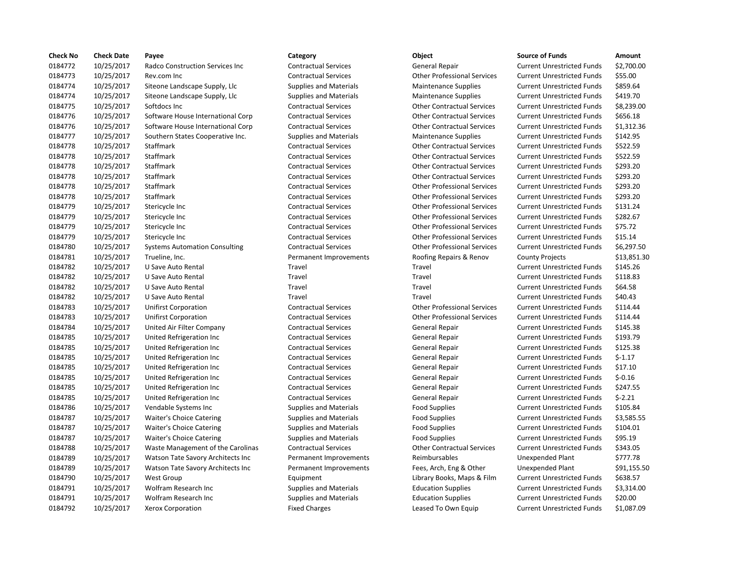| Check No | Check Date | Payee | Category | Object | Source of Funds | Amount |
|---|---|---|---|---|---|---|
| 0184772 | 10/25/2017 | Radco Construction Services Inc | Contractual Services | General Repair | Current Unrestricted Funds | $2,700.00 |
| 0184773 | 10/25/2017 | Rev.com Inc | Contractual Services | Other Professional Services | Current Unrestricted Funds | $55.00 |
| 0184774 | 10/25/2017 | Siteone Landscape Supply, Llc | Supplies and Materials | Maintenance Supplies | Current Unrestricted Funds | $859.64 |
| 0184774 | 10/25/2017 | Siteone Landscape Supply, Llc | Supplies and Materials | Maintenance Supplies | Current Unrestricted Funds | $419.70 |
| 0184775 | 10/25/2017 | Softdocs Inc | Contractual Services | Other Contractual Services | Current Unrestricted Funds | $8,239.00 |
| 0184776 | 10/25/2017 | Software House International Corp | Contractual Services | Other Contractual Services | Current Unrestricted Funds | $656.18 |
| 0184776 | 10/25/2017 | Software House International Corp | Contractual Services | Other Contractual Services | Current Unrestricted Funds | $1,312.36 |
| 0184777 | 10/25/2017 | Southern States Cooperative Inc. | Supplies and Materials | Maintenance Supplies | Current Unrestricted Funds | $142.95 |
| 0184778 | 10/25/2017 | Staffmark | Contractual Services | Other Contractual Services | Current Unrestricted Funds | $522.59 |
| 0184778 | 10/25/2017 | Staffmark | Contractual Services | Other Contractual Services | Current Unrestricted Funds | $522.59 |
| 0184778 | 10/25/2017 | Staffmark | Contractual Services | Other Contractual Services | Current Unrestricted Funds | $293.20 |
| 0184778 | 10/25/2017 | Staffmark | Contractual Services | Other Contractual Services | Current Unrestricted Funds | $293.20 |
| 0184778 | 10/25/2017 | Staffmark | Contractual Services | Other Professional Services | Current Unrestricted Funds | $293.20 |
| 0184778 | 10/25/2017 | Staffmark | Contractual Services | Other Professional Services | Current Unrestricted Funds | $293.20 |
| 0184779 | 10/25/2017 | Stericycle Inc | Contractual Services | Other Professional Services | Current Unrestricted Funds | $131.24 |
| 0184779 | 10/25/2017 | Stericycle Inc | Contractual Services | Other Professional Services | Current Unrestricted Funds | $282.67 |
| 0184779 | 10/25/2017 | Stericycle Inc | Contractual Services | Other Professional Services | Current Unrestricted Funds | $75.72 |
| 0184779 | 10/25/2017 | Stericycle Inc | Contractual Services | Other Professional Services | Current Unrestricted Funds | $15.14 |
| 0184780 | 10/25/2017 | Systems Automation Consulting | Contractual Services | Other Professional Services | Current Unrestricted Funds | $6,297.50 |
| 0184781 | 10/25/2017 | Trueline, Inc. | Permanent Improvements | Roofing Repairs & Renov | County Projects | $13,851.30 |
| 0184782 | 10/25/2017 | U Save Auto Rental | Travel | Travel | Current Unrestricted Funds | $145.26 |
| 0184782 | 10/25/2017 | U Save Auto Rental | Travel | Travel | Current Unrestricted Funds | $118.83 |
| 0184782 | 10/25/2017 | U Save Auto Rental | Travel | Travel | Current Unrestricted Funds | $64.58 |
| 0184782 | 10/25/2017 | U Save Auto Rental | Travel | Travel | Current Unrestricted Funds | $40.43 |
| 0184783 | 10/25/2017 | Unifirst Corporation | Contractual Services | Other Professional Services | Current Unrestricted Funds | $114.44 |
| 0184783 | 10/25/2017 | Unifirst Corporation | Contractual Services | Other Professional Services | Current Unrestricted Funds | $114.44 |
| 0184784 | 10/25/2017 | United Air Filter Company | Contractual Services | General Repair | Current Unrestricted Funds | $145.38 |
| 0184785 | 10/25/2017 | United Refrigeration Inc | Contractual Services | General Repair | Current Unrestricted Funds | $193.79 |
| 0184785 | 10/25/2017 | United Refrigeration Inc | Contractual Services | General Repair | Current Unrestricted Funds | $125.38 |
| 0184785 | 10/25/2017 | United Refrigeration Inc | Contractual Services | General Repair | Current Unrestricted Funds | $-1.17 |
| 0184785 | 10/25/2017 | United Refrigeration Inc | Contractual Services | General Repair | Current Unrestricted Funds | $17.10 |
| 0184785 | 10/25/2017 | United Refrigeration Inc | Contractual Services | General Repair | Current Unrestricted Funds | $-0.16 |
| 0184785 | 10/25/2017 | United Refrigeration Inc | Contractual Services | General Repair | Current Unrestricted Funds | $247.55 |
| 0184785 | 10/25/2017 | United Refrigeration Inc | Contractual Services | General Repair | Current Unrestricted Funds | $-2.21 |
| 0184786 | 10/25/2017 | Vendable Systems Inc | Supplies and Materials | Food Supplies | Current Unrestricted Funds | $105.84 |
| 0184787 | 10/25/2017 | Waiter's Choice Catering | Supplies and Materials | Food Supplies | Current Unrestricted Funds | $3,585.55 |
| 0184787 | 10/25/2017 | Waiter's Choice Catering | Supplies and Materials | Food Supplies | Current Unrestricted Funds | $104.01 |
| 0184787 | 10/25/2017 | Waiter's Choice Catering | Supplies and Materials | Food Supplies | Current Unrestricted Funds | $95.19 |
| 0184788 | 10/25/2017 | Waste Management of the Carolinas | Contractual Services | Other Contractual Services | Current Unrestricted Funds | $343.05 |
| 0184789 | 10/25/2017 | Watson Tate Savory Architects Inc | Permanent Improvements | Reimbursables | Unexpended Plant | $777.78 |
| 0184789 | 10/25/2017 | Watson Tate Savory Architects Inc | Permanent Improvements | Fees, Arch, Eng & Other | Unexpended Plant | $91,155.50 |
| 0184790 | 10/25/2017 | West Group | Equipment | Library Books, Maps & Film | Current Unrestricted Funds | $638.57 |
| 0184791 | 10/25/2017 | Wolfram Research Inc | Supplies and Materials | Education Supplies | Current Unrestricted Funds | $3,314.00 |
| 0184791 | 10/25/2017 | Wolfram Research Inc | Supplies and Materials | Education Supplies | Current Unrestricted Funds | $20.00 |
| 0184792 | 10/25/2017 | Xerox Corporation | Fixed Charges | Leased To Own Equip | Current Unrestricted Funds | $1,087.09 |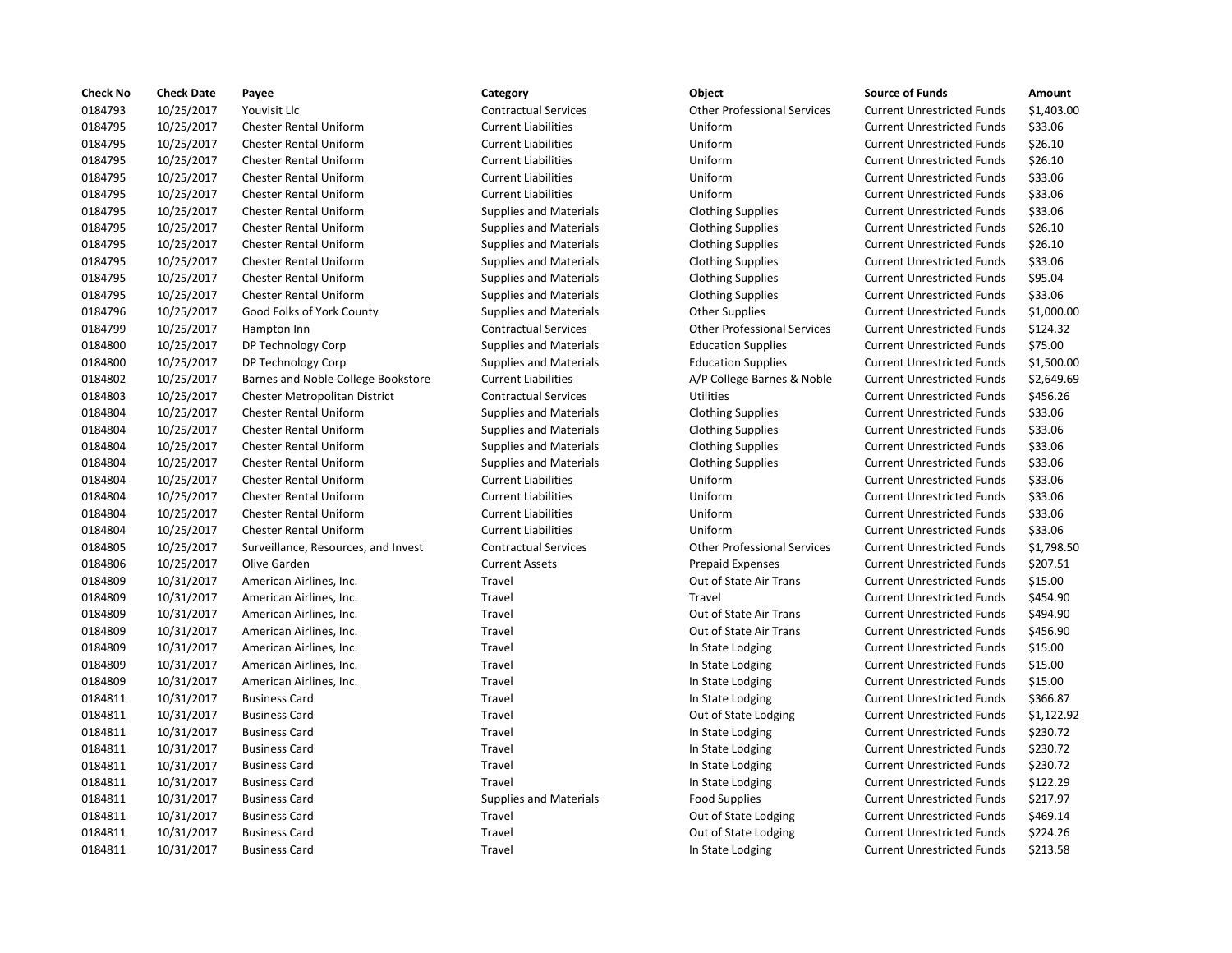| Check No | Check Date | Payee | Category | Object | Source of Funds | Amount |
|---|---|---|---|---|---|---|
| 0184793 | 10/25/2017 | Youvisit Llc | Contractual Services | Other Professional Services | Current Unrestricted Funds | $1,403.00 |
| 0184795 | 10/25/2017 | Chester Rental Uniform | Current Liabilities | Uniform | Current Unrestricted Funds | $33.06 |
| 0184795 | 10/25/2017 | Chester Rental Uniform | Current Liabilities | Uniform | Current Unrestricted Funds | $26.10 |
| 0184795 | 10/25/2017 | Chester Rental Uniform | Current Liabilities | Uniform | Current Unrestricted Funds | $26.10 |
| 0184795 | 10/25/2017 | Chester Rental Uniform | Current Liabilities | Uniform | Current Unrestricted Funds | $33.06 |
| 0184795 | 10/25/2017 | Chester Rental Uniform | Current Liabilities | Uniform | Current Unrestricted Funds | $33.06 |
| 0184795 | 10/25/2017 | Chester Rental Uniform | Supplies and Materials | Clothing Supplies | Current Unrestricted Funds | $33.06 |
| 0184795 | 10/25/2017 | Chester Rental Uniform | Supplies and Materials | Clothing Supplies | Current Unrestricted Funds | $26.10 |
| 0184795 | 10/25/2017 | Chester Rental Uniform | Supplies and Materials | Clothing Supplies | Current Unrestricted Funds | $26.10 |
| 0184795 | 10/25/2017 | Chester Rental Uniform | Supplies and Materials | Clothing Supplies | Current Unrestricted Funds | $33.06 |
| 0184795 | 10/25/2017 | Chester Rental Uniform | Supplies and Materials | Clothing Supplies | Current Unrestricted Funds | $95.04 |
| 0184795 | 10/25/2017 | Chester Rental Uniform | Supplies and Materials | Clothing Supplies | Current Unrestricted Funds | $33.06 |
| 0184796 | 10/25/2017 | Good Folks of York County | Supplies and Materials | Other Supplies | Current Unrestricted Funds | $1,000.00 |
| 0184799 | 10/25/2017 | Hampton Inn | Contractual Services | Other Professional Services | Current Unrestricted Funds | $124.32 |
| 0184800 | 10/25/2017 | DP Technology Corp | Supplies and Materials | Education Supplies | Current Unrestricted Funds | $75.00 |
| 0184800 | 10/25/2017 | DP Technology Corp | Supplies and Materials | Education Supplies | Current Unrestricted Funds | $1,500.00 |
| 0184802 | 10/25/2017 | Barnes and Noble College Bookstore | Current Liabilities | A/P College Barnes & Noble | Current Unrestricted Funds | $2,649.69 |
| 0184803 | 10/25/2017 | Chester Metropolitan District | Contractual Services | Utilities | Current Unrestricted Funds | $456.26 |
| 0184804 | 10/25/2017 | Chester Rental Uniform | Supplies and Materials | Clothing Supplies | Current Unrestricted Funds | $33.06 |
| 0184804 | 10/25/2017 | Chester Rental Uniform | Supplies and Materials | Clothing Supplies | Current Unrestricted Funds | $33.06 |
| 0184804 | 10/25/2017 | Chester Rental Uniform | Supplies and Materials | Clothing Supplies | Current Unrestricted Funds | $33.06 |
| 0184804 | 10/25/2017 | Chester Rental Uniform | Supplies and Materials | Clothing Supplies | Current Unrestricted Funds | $33.06 |
| 0184804 | 10/25/2017 | Chester Rental Uniform | Current Liabilities | Uniform | Current Unrestricted Funds | $33.06 |
| 0184804 | 10/25/2017 | Chester Rental Uniform | Current Liabilities | Uniform | Current Unrestricted Funds | $33.06 |
| 0184804 | 10/25/2017 | Chester Rental Uniform | Current Liabilities | Uniform | Current Unrestricted Funds | $33.06 |
| 0184804 | 10/25/2017 | Chester Rental Uniform | Current Liabilities | Uniform | Current Unrestricted Funds | $33.06 |
| 0184805 | 10/25/2017 | Surveillance, Resources, and Invest | Contractual Services | Other Professional Services | Current Unrestricted Funds | $1,798.50 |
| 0184806 | 10/25/2017 | Olive Garden | Current Assets | Prepaid Expenses | Current Unrestricted Funds | $207.51 |
| 0184809 | 10/31/2017 | American Airlines, Inc. | Travel | Out of State Air Trans | Current Unrestricted Funds | $15.00 |
| 0184809 | 10/31/2017 | American Airlines, Inc. | Travel | Travel | Current Unrestricted Funds | $454.90 |
| 0184809 | 10/31/2017 | American Airlines, Inc. | Travel | Out of State Air Trans | Current Unrestricted Funds | $494.90 |
| 0184809 | 10/31/2017 | American Airlines, Inc. | Travel | Out of State Air Trans | Current Unrestricted Funds | $456.90 |
| 0184809 | 10/31/2017 | American Airlines, Inc. | Travel | In State Lodging | Current Unrestricted Funds | $15.00 |
| 0184809 | 10/31/2017 | American Airlines, Inc. | Travel | In State Lodging | Current Unrestricted Funds | $15.00 |
| 0184809 | 10/31/2017 | American Airlines, Inc. | Travel | In State Lodging | Current Unrestricted Funds | $15.00 |
| 0184811 | 10/31/2017 | Business Card | Travel | In State Lodging | Current Unrestricted Funds | $366.87 |
| 0184811 | 10/31/2017 | Business Card | Travel | Out of State Lodging | Current Unrestricted Funds | $1,122.92 |
| 0184811 | 10/31/2017 | Business Card | Travel | In State Lodging | Current Unrestricted Funds | $230.72 |
| 0184811 | 10/31/2017 | Business Card | Travel | In State Lodging | Current Unrestricted Funds | $230.72 |
| 0184811 | 10/31/2017 | Business Card | Travel | In State Lodging | Current Unrestricted Funds | $230.72 |
| 0184811 | 10/31/2017 | Business Card | Travel | In State Lodging | Current Unrestricted Funds | $122.29 |
| 0184811 | 10/31/2017 | Business Card | Supplies and Materials | Food Supplies | Current Unrestricted Funds | $217.97 |
| 0184811 | 10/31/2017 | Business Card | Travel | Out of State Lodging | Current Unrestricted Funds | $469.14 |
| 0184811 | 10/31/2017 | Business Card | Travel | Out of State Lodging | Current Unrestricted Funds | $224.26 |
| 0184811 | 10/31/2017 | Business Card | Travel | In State Lodging | Current Unrestricted Funds | $213.58 |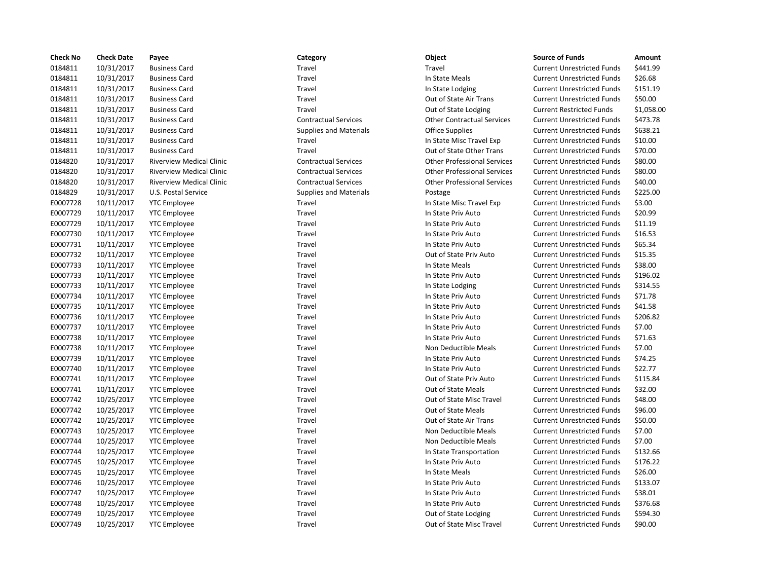| Check No | Check Date | Payee | Category | Object | Source of Funds | Amount |
|---|---|---|---|---|---|---|
| 0184811 | 10/31/2017 | Business Card | Travel | Travel | Current Unrestricted Funds | $441.99 |
| 0184811 | 10/31/2017 | Business Card | Travel | In State Meals | Current Unrestricted Funds | $26.68 |
| 0184811 | 10/31/2017 | Business Card | Travel | In State Lodging | Current Unrestricted Funds | $151.19 |
| 0184811 | 10/31/2017 | Business Card | Travel | Out of State Air Trans | Current Unrestricted Funds | $50.00 |
| 0184811 | 10/31/2017 | Business Card | Travel | Out of State Lodging | Current Restricted Funds | $1,058.00 |
| 0184811 | 10/31/2017 | Business Card | Contractual Services | Other Contractual Services | Current Unrestricted Funds | $473.78 |
| 0184811 | 10/31/2017 | Business Card | Supplies and Materials | Office Supplies | Current Unrestricted Funds | $638.21 |
| 0184811 | 10/31/2017 | Business Card | Travel | In State Misc Travel Exp | Current Unrestricted Funds | $10.00 |
| 0184811 | 10/31/2017 | Business Card | Travel | Out of State Other Trans | Current Unrestricted Funds | $70.00 |
| 0184820 | 10/31/2017 | Riverview Medical Clinic | Contractual Services | Other Professional Services | Current Unrestricted Funds | $80.00 |
| 0184820 | 10/31/2017 | Riverview Medical Clinic | Contractual Services | Other Professional Services | Current Unrestricted Funds | $80.00 |
| 0184820 | 10/31/2017 | Riverview Medical Clinic | Contractual Services | Other Professional Services | Current Unrestricted Funds | $40.00 |
| 0184829 | 10/31/2017 | U.S. Postal Service | Supplies and Materials | Postage | Current Unrestricted Funds | $225.00 |
| E0007728 | 10/11/2017 | YTC Employee | Travel | In State Misc Travel Exp | Current Unrestricted Funds | $3.00 |
| E0007729 | 10/11/2017 | YTC Employee | Travel | In State Priv Auto | Current Unrestricted Funds | $20.99 |
| E0007729 | 10/11/2017 | YTC Employee | Travel | In State Priv Auto | Current Unrestricted Funds | $11.19 |
| E0007730 | 10/11/2017 | YTC Employee | Travel | In State Priv Auto | Current Unrestricted Funds | $16.53 |
| E0007731 | 10/11/2017 | YTC Employee | Travel | In State Priv Auto | Current Unrestricted Funds | $65.34 |
| E0007732 | 10/11/2017 | YTC Employee | Travel | Out of State Priv Auto | Current Unrestricted Funds | $15.35 |
| E0007733 | 10/11/2017 | YTC Employee | Travel | In State Meals | Current Unrestricted Funds | $38.00 |
| E0007733 | 10/11/2017 | YTC Employee | Travel | In State Priv Auto | Current Unrestricted Funds | $196.02 |
| E0007733 | 10/11/2017 | YTC Employee | Travel | In State Lodging | Current Unrestricted Funds | $314.55 |
| E0007734 | 10/11/2017 | YTC Employee | Travel | In State Priv Auto | Current Unrestricted Funds | $71.78 |
| E0007735 | 10/11/2017 | YTC Employee | Travel | In State Priv Auto | Current Unrestricted Funds | $41.58 |
| E0007736 | 10/11/2017 | YTC Employee | Travel | In State Priv Auto | Current Unrestricted Funds | $206.82 |
| E0007737 | 10/11/2017 | YTC Employee | Travel | In State Priv Auto | Current Unrestricted Funds | $7.00 |
| E0007738 | 10/11/2017 | YTC Employee | Travel | In State Priv Auto | Current Unrestricted Funds | $71.63 |
| E0007738 | 10/11/2017 | YTC Employee | Travel | Non Deductible Meals | Current Unrestricted Funds | $7.00 |
| E0007739 | 10/11/2017 | YTC Employee | Travel | In State Priv Auto | Current Unrestricted Funds | $74.25 |
| E0007740 | 10/11/2017 | YTC Employee | Travel | In State Priv Auto | Current Unrestricted Funds | $22.77 |
| E0007741 | 10/11/2017 | YTC Employee | Travel | Out of State Priv Auto | Current Unrestricted Funds | $115.84 |
| E0007741 | 10/11/2017 | YTC Employee | Travel | Out of State Meals | Current Unrestricted Funds | $32.00 |
| E0007742 | 10/25/2017 | YTC Employee | Travel | Out of State Misc Travel | Current Unrestricted Funds | $48.00 |
| E0007742 | 10/25/2017 | YTC Employee | Travel | Out of State Meals | Current Unrestricted Funds | $96.00 |
| E0007742 | 10/25/2017 | YTC Employee | Travel | Out of State Air Trans | Current Unrestricted Funds | $50.00 |
| E0007743 | 10/25/2017 | YTC Employee | Travel | Non Deductible Meals | Current Unrestricted Funds | $7.00 |
| E0007744 | 10/25/2017 | YTC Employee | Travel | Non Deductible Meals | Current Unrestricted Funds | $7.00 |
| E0007744 | 10/25/2017 | YTC Employee | Travel | In State Transportation | Current Unrestricted Funds | $132.66 |
| E0007745 | 10/25/2017 | YTC Employee | Travel | In State Priv Auto | Current Unrestricted Funds | $176.22 |
| E0007745 | 10/25/2017 | YTC Employee | Travel | In State Meals | Current Unrestricted Funds | $26.00 |
| E0007746 | 10/25/2017 | YTC Employee | Travel | In State Priv Auto | Current Unrestricted Funds | $133.07 |
| E0007747 | 10/25/2017 | YTC Employee | Travel | In State Priv Auto | Current Unrestricted Funds | $38.01 |
| E0007748 | 10/25/2017 | YTC Employee | Travel | In State Priv Auto | Current Unrestricted Funds | $376.68 |
| E0007749 | 10/25/2017 | YTC Employee | Travel | Out of State Lodging | Current Unrestricted Funds | $594.30 |
| E0007749 | 10/25/2017 | YTC Employee | Travel | Out of State Misc Travel | Current Unrestricted Funds | $90.00 |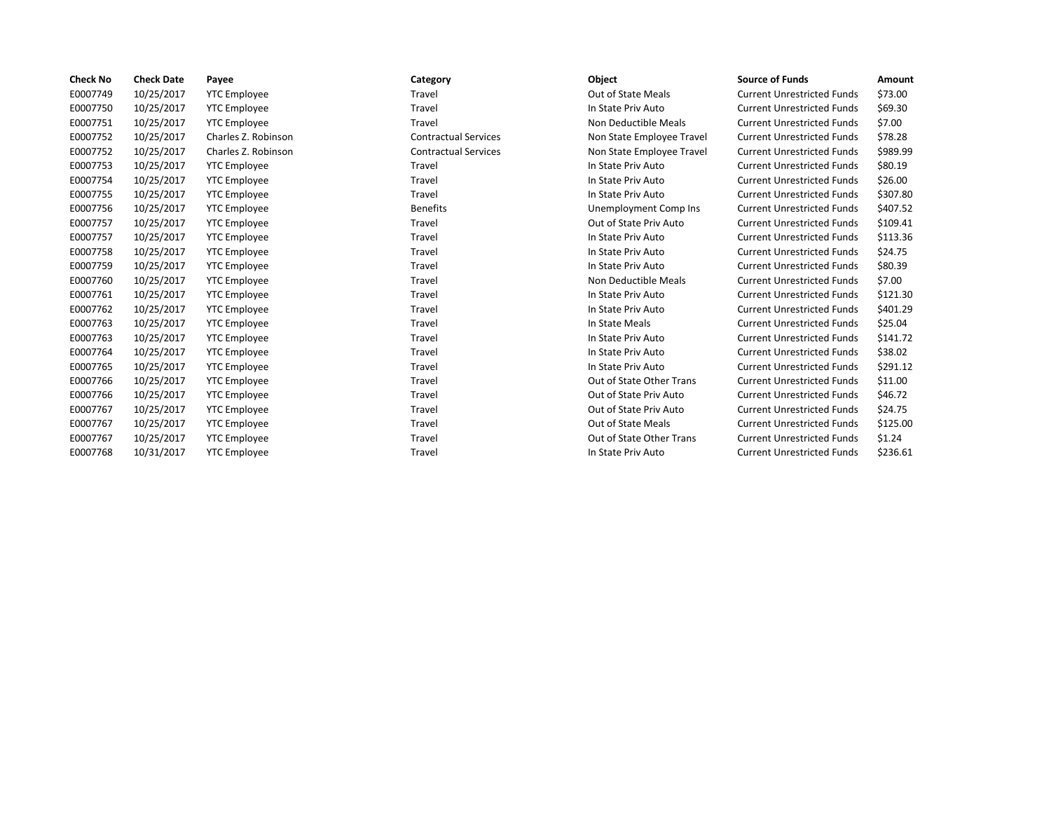| Check No | Check Date | Payee | Category | Object | Source of Funds | Amount |
| --- | --- | --- | --- | --- | --- | --- |
| E0007749 | 10/25/2017 | YTC Employee | Travel | Out of State Meals | Current Unrestricted Funds | $73.00 |
| E0007750 | 10/25/2017 | YTC Employee | Travel | In State Priv Auto | Current Unrestricted Funds | $69.30 |
| E0007751 | 10/25/2017 | YTC Employee | Travel | Non Deductible Meals | Current Unrestricted Funds | $7.00 |
| E0007752 | 10/25/2017 | Charles Z. Robinson | Contractual Services | Non State Employee Travel | Current Unrestricted Funds | $78.28 |
| E0007752 | 10/25/2017 | Charles Z. Robinson | Contractual Services | Non State Employee Travel | Current Unrestricted Funds | $989.99 |
| E0007753 | 10/25/2017 | YTC Employee | Travel | In State Priv Auto | Current Unrestricted Funds | $80.19 |
| E0007754 | 10/25/2017 | YTC Employee | Travel | In State Priv Auto | Current Unrestricted Funds | $26.00 |
| E0007755 | 10/25/2017 | YTC Employee | Travel | In State Priv Auto | Current Unrestricted Funds | $307.80 |
| E0007756 | 10/25/2017 | YTC Employee | Benefits | Unemployment Comp Ins | Current Unrestricted Funds | $407.52 |
| E0007757 | 10/25/2017 | YTC Employee | Travel | Out of State Priv Auto | Current Unrestricted Funds | $109.41 |
| E0007757 | 10/25/2017 | YTC Employee | Travel | In State Priv Auto | Current Unrestricted Funds | $113.36 |
| E0007758 | 10/25/2017 | YTC Employee | Travel | In State Priv Auto | Current Unrestricted Funds | $24.75 |
| E0007759 | 10/25/2017 | YTC Employee | Travel | In State Priv Auto | Current Unrestricted Funds | $80.39 |
| E0007760 | 10/25/2017 | YTC Employee | Travel | Non Deductible Meals | Current Unrestricted Funds | $7.00 |
| E0007761 | 10/25/2017 | YTC Employee | Travel | In State Priv Auto | Current Unrestricted Funds | $121.30 |
| E0007762 | 10/25/2017 | YTC Employee | Travel | In State Priv Auto | Current Unrestricted Funds | $401.29 |
| E0007763 | 10/25/2017 | YTC Employee | Travel | In State Meals | Current Unrestricted Funds | $25.04 |
| E0007763 | 10/25/2017 | YTC Employee | Travel | In State Priv Auto | Current Unrestricted Funds | $141.72 |
| E0007764 | 10/25/2017 | YTC Employee | Travel | In State Priv Auto | Current Unrestricted Funds | $38.02 |
| E0007765 | 10/25/2017 | YTC Employee | Travel | In State Priv Auto | Current Unrestricted Funds | $291.12 |
| E0007766 | 10/25/2017 | YTC Employee | Travel | Out of State Other Trans | Current Unrestricted Funds | $11.00 |
| E0007766 | 10/25/2017 | YTC Employee | Travel | Out of State Priv Auto | Current Unrestricted Funds | $46.72 |
| E0007767 | 10/25/2017 | YTC Employee | Travel | Out of State Priv Auto | Current Unrestricted Funds | $24.75 |
| E0007767 | 10/25/2017 | YTC Employee | Travel | Out of State Meals | Current Unrestricted Funds | $125.00 |
| E0007767 | 10/25/2017 | YTC Employee | Travel | Out of State Other Trans | Current Unrestricted Funds | $1.24 |
| E0007768 | 10/31/2017 | YTC Employee | Travel | In State Priv Auto | Current Unrestricted Funds | $236.61 |